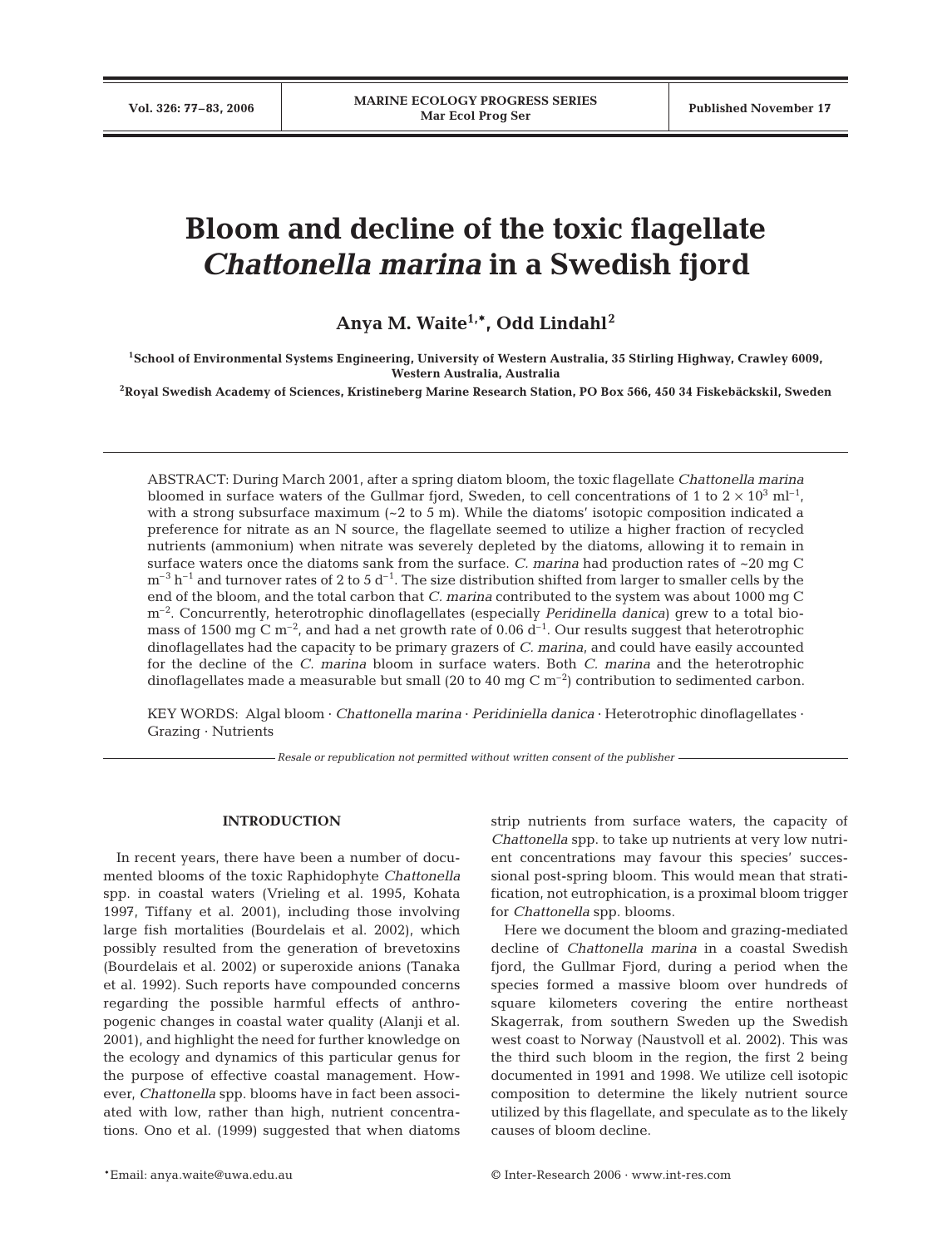# Bloom and decline of the toxic flagellate *Chattonella marina* in a Swedish fjord

**Anya M. Waite[1,*], Odd Lindahl[2]**

[1]School of Environmental Systems Engineering, University of Western Australia, 35 Stirling Highway, Crawley 6009, Western Australia, Australia

[2]Royal Swedish Academy of Sciences, Kristineberg Marine Research Station, PO Box 566, 450 34 Fiskebäckskil, Sweden

ABSTRACT: During March 2001, after a spring diatom bloom, the toxic flagellate *Chattonella marina* bloomed in surface waters of the Gullmar fjord, Sweden, to cell concentrations of 1 to $2 \times 10^3$ ml$^{-1}$, with a strong subsurface maximum (~2 to 5 m). While the diatoms' isotopic composition indicated a preference for nitrate as an N source, the flagellate seemed to utilize a higher fraction of recycled nutrients (ammonium) when nitrate was severely depleted by the diatoms, allowing it to remain in surface waters once the diatoms sank from the surface. *C. marina* had production rates of ~20 mg C m$^{-3}$ h$^{-1}$ and turnover rates of 2 to 5 d$^{-1}$. The size distribution shifted from larger to smaller cells by the end of the bloom, and the total carbon that *C. marina* contributed to the system was about 1000 mg C m$^{-2}$. Concurrently, heterotrophic dinoflagellates (especially *Peridinella danica*) grew to a total biomass of 1500 mg C m$^{-2}$, and had a net growth rate of 0.06 d$^{-1}$. Our results suggest that heterotrophic dinoflagellates had the capacity to be primary grazers of *C. marina*, and could have easily accounted for the decline of the *C. marina* bloom in surface waters. Both *C. marina* and the heterotrophic dinoflagellates made a measurable but small (20 to 40 mg C m$^{-2}$) contribution to sedimented carbon.

KEY WORDS: Algal bloom · *Chattonella marina* · *Peridiniella danica* · Heterotrophic dinoflagellates · Grazing · Nutrients

*Resale or republication not permitted without written consent of the publisher*

## INTRODUCTION

In recent years, there have been a number of documented blooms of the toxic Raphidophyte *Chattonella* spp. in coastal waters (Vrieling et al. 1995, Kohata 1997, Tiffany et al. 2001), including those involving large fish mortalities (Bourdelais et al. 2002), which possibly resulted from the generation of brevetoxins (Bourdelais et al. 2002) or superoxide anions (Tanaka et al. 1992). Such reports have compounded concerns regarding the possible harmful effects of anthropogenic changes in coastal water quality (Alanji et al. 2001), and highlight the need for further knowledge on the ecology and dynamics of this particular genus for the purpose of effective coastal management. However, *Chattonella* spp. blooms have in fact been associated with low, rather than high, nutrient concentrations. Ono et al. (1999) suggested that when diatoms strip nutrients from surface waters, the capacity of *Chattonella* spp. to take up nutrients at very low nutrient concentrations may favour this species' successional post-spring bloom. This would mean that stratification, not eutrophication, is a proximal bloom trigger for *Chattonella* spp. blooms.

Here we document the bloom and grazing-mediated decline of *Chattonella marina* in a coastal Swedish fjord, the Gullmar Fjord, during a period when the species formed a massive bloom over hundreds of square kilometers covering the entire northeast Skagerrak, from southern Sweden up the Swedish west coast to Norway (Naustvoll et al. 2002). This was the third such bloom in the region, the first 2 being documented in 1991 and 1998. We utilize cell isotopic composition to determine the likely nutrient source utilized by this flagellate, and speculate as to the likely causes of bloom decline.

*Email: anya.waite@uwa.edu.au

© Inter-Research 2006 · www.int-res.com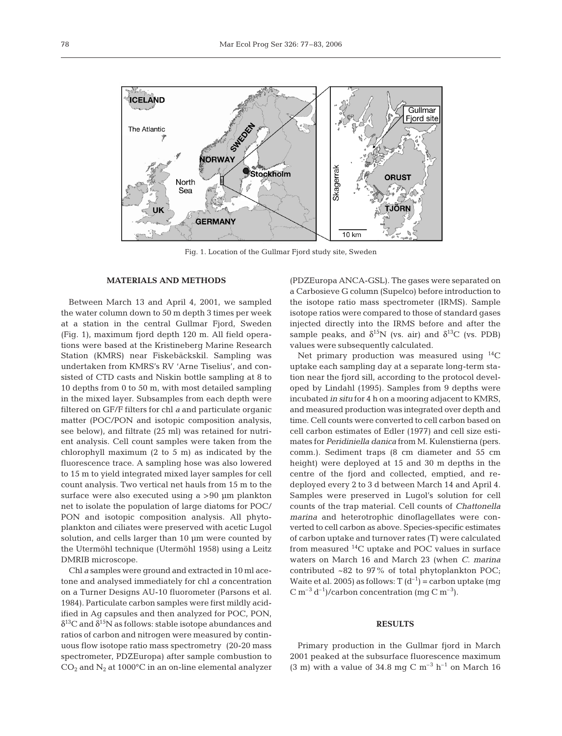Fig. 1. Location of the Gullmar Fjord study site, Sweden

## MATERIALS AND METHODS

Between March 13 and April 4, 2001, we sampled the water column down to 50 m depth 3 times per week at a station in the central Gullmar Fjord, Sweden (Fig. 1), maximum fjord depth 120 m. All field operations were based at the Kristineberg Marine Research Station (KMRS) near Fiskebäckskil. Sampling was undertaken from KMRS's RV 'Arne Tiselius', and consisted of CTD casts and Niskin bottle sampling at 8 to 10 depths from 0 to 50 m, with most detailed sampling in the mixed layer. Subsamples from each depth were filtered on GF/F filters for chl *a* and particulate organic matter (POC/PON and isotopic composition analysis, see below), and filtrate (25 ml) was retained for nutrient analysis. Cell count samples were taken from the chlorophyll maximum (2 to 5 m) as indicated by the fluorescence trace. A sampling hose was also lowered to 15 m to yield integrated mixed layer samples for cell count analysis. Two vertical net hauls from 15 m to the surface were also executed using a >90 µm plankton net to isolate the population of large diatoms for POC/PON and isotopic composition analysis. All phytoplankton and ciliates were preserved with acetic Lugol solution, and cells larger than 10 µm were counted by the Utermöhl technique (Utermöhl 1958) using a Leitz DMRIB microscope.

Chl *a* samples were ground and extracted in 10 ml acetone and analysed immediately for chl *a* concentration on a Turner Designs AU-10 fluorometer (Parsons et al. 1984). Particulate carbon samples were first mildly acidified in Ag capsules and then analyzed for POC, PON, $\delta^{13}C$ and $\delta^{15}N$ as follows: stable isotope abundances and ratios of carbon and nitrogen were measured by continuous flow isotope ratio mass spectrometry (20-20 mass spectrometer, PDZEuropa) after sample combustion to $CO_2$ and $N_2$ at 1000°C in an on-line elemental analyzer (PDZEuropa ANCA-GSL). The gases were separated on a Carbosieve G column (Supelco) before introduction to the isotope ratio mass spectrometer (IRMS). Sample isotope ratios were compared to those of standard gases injected directly into the IRMS before and after the sample peaks, and $\delta^{15}N$ (vs. air) and $\delta^{13}C$ (vs. PDB) values were subsequently calculated.

Net primary production was measured using $^{14}C$ uptake each sampling day at a separate long-term station near the fjord sill, according to the protocol developed by Lindahl (1995). Samples from 9 depths were incubated *in situ* for 4 h on a mooring adjacent to KMRS, and measured production was integrated over depth and time. Cell counts were converted to cell carbon based on cell carbon estimates of Edler (1977) and cell size estimates for *Peridiniella danica* from M. Kulenstierna (pers. comm.). Sediment traps (8 cm diameter and 55 cm height) were deployed at 15 and 30 m depths in the centre of the fjord and collected, emptied, and redeployed every 2 to 3 d between March 14 and April 4. Samples were preserved in Lugol's solution for cell counts of the trap material. Cell counts of *Chattonella marina* and heterotrophic dinoflagellates were converted to cell carbon as above. Species-specific estimates of carbon uptake and turnover rates (T) were calculated from measured $^{14}C$ uptake and POC values in surface waters on March 16 and March 23 (when *C. marina* contributed ~82 to 97% of total phytoplankton POC; Waite et al. 2005) as follows: T ($d^{-1}$) = carbon uptake (mg C $m^{-3}$ $d^{-1}$)/carbon concentration (mg C $m^{-3}$).

## RESULTS

Primary production in the Gullmar fjord in March 2001 peaked at the subsurface fluorescence maximum (3 m) with a value of 34.8 mg C $m^{-3}$ $h^{-1}$ on March 16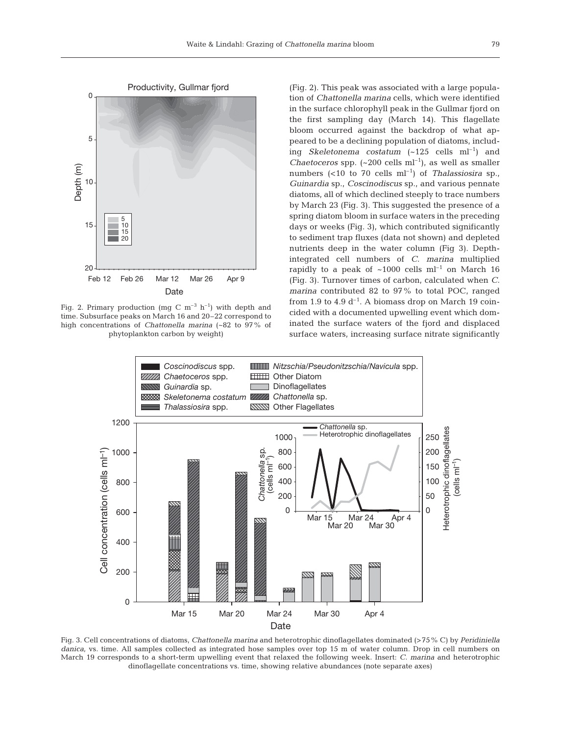Fig. 2. Primary production (mg C $m^{-3}$ $h^{-1}$) with depth and time. Subsurface peaks on March 16 and 20–22 correspond to high concentrations of *Chattonella marina* (~82 to 97% of phytoplankton carbon by weight)

(Fig. 2). This peak was associated with a large population of *Chattonella marina* cells, which were identified in the surface chlorophyll peak in the Gullmar fjord on the first sampling day (March 14). This flagellate bloom occurred against the backdrop of what appeared to be a declining population of diatoms, including *Skeletonema costatum* (~125 cells $ml^{-1}$) and *Chaetoceros* spp. (~200 cells $ml^{-1}$), as well as smaller numbers (<10 to 70 cells $ml^{-1}$) of *Thalassiosira* sp., *Guinardia* sp., *Coscinodiscus* sp., and various pennate diatoms, all of which declined steeply to trace numbers by March 23 (Fig. 3). This suggested the presence of a spring diatom bloom in surface waters in the preceding days or weeks (Fig. 3), which contributed significantly to sediment trap fluxes (data not shown) and depleted nutrients deep in the water column (Fig 3). Depth-integrated cell numbers of *C. marina* multiplied rapidly to a peak of ~1000 cells $ml^{-1}$ on March 16 (Fig. 3). Turnover times of carbon, calculated when *C. marina* contributed 82 to 97% to total POC, ranged from 1.9 to 4.9 $d^{-1}$. A biomass drop on March 19 coincided with a documented upwelling event which dominated the surface waters of the fjord and displaced surface waters, increasing surface nitrate significantly

Fig. 3. Cell concentrations of diatoms, *Chattonella marina* and heterotrophic dinoflagellates dominated (>75% C) by *Peridiniella danica*, vs. time. All samples collected as integrated hose samples over top 15 m of water column. Drop in cell numbers on March 19 corresponds to a short-term upwelling event that relaxed the following week. Insert: *C. marina* and heterotrophic dinoflagellate concentrations vs. time, showing relative abundances (note separate axes)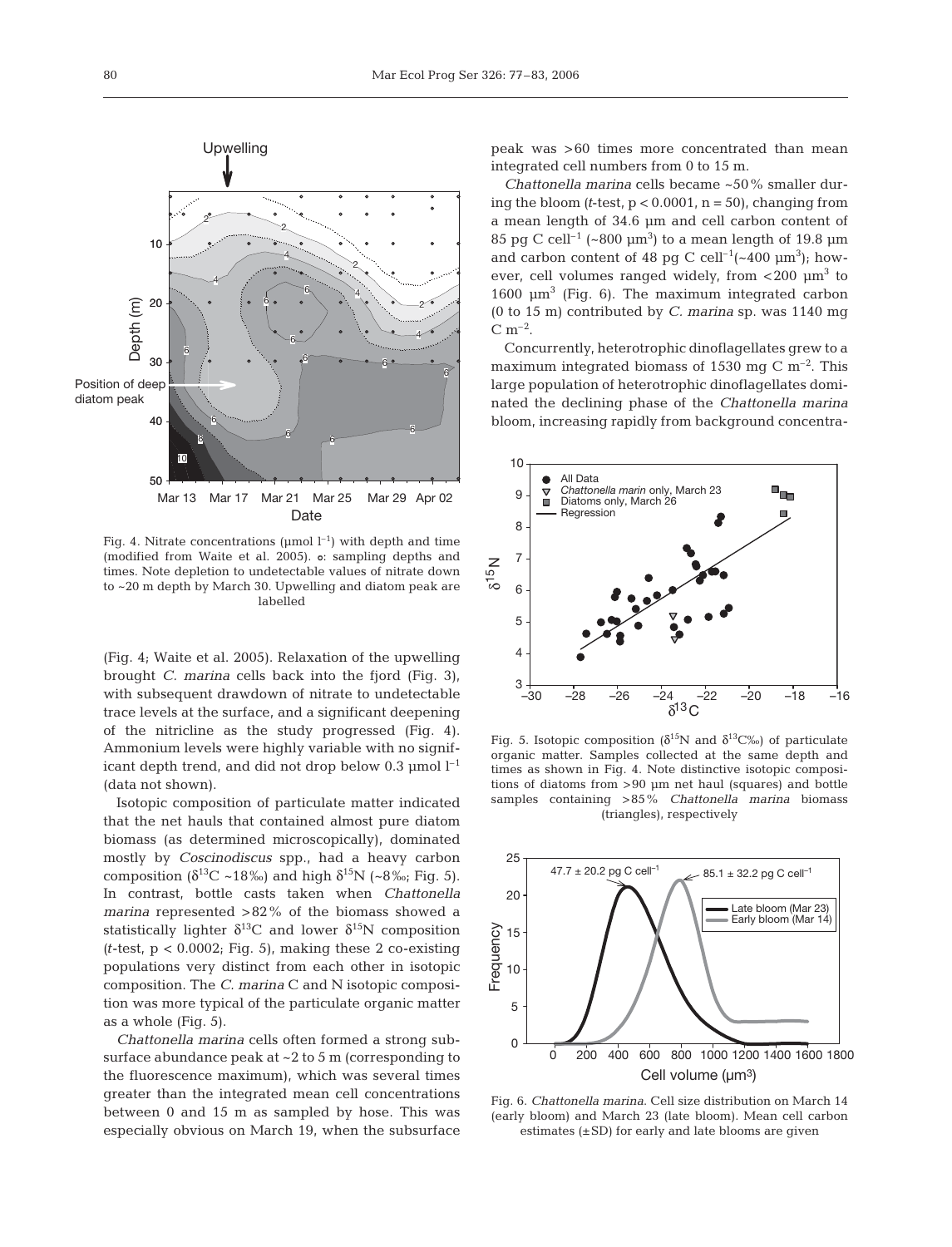Fig. 4. Nitrate concentrations (µmol $l^{-1}$) with depth and time (modified from Waite et al. 2005). •: sampling depths and times. Note depletion to undetectable values of nitrate down to ~20 m depth by March 30. Upwelling and diatom peak are labelled

(Fig. 4; Waite et al. 2005). Relaxation of the upwelling brought *C. marina* cells back into the fjord (Fig. 3), with subsequent drawdown of nitrate to undetectable trace levels at the surface, and a significant deepening of the nitricline as the study progressed (Fig. 4). Ammonium levels were highly variable with no significant depth trend, and did not drop below 0.3 µmol $l^{-1}$ (data not shown).

Isotopic composition of particulate matter indicated that the net hauls that contained almost pure diatom biomass (as determined microscopically), dominated mostly by *Coscinodiscus* spp., had a heavy carbon composition ($\delta^{13}C$ ~18‰) and high $\delta^{15}N$ (~8‰; Fig. 5). In contrast, bottle casts taken when *Chattonella marina* represented >82% of the biomass showed a statistically lighter $\delta^{13}C$ and lower $\delta^{15}N$ composition (*t*-test, $p < 0.0002$; Fig. 5), making these 2 co-existing populations very distinct from each other in isotopic composition. The *C. marina* C and N isotopic composition was more typical of the particulate organic matter as a whole (Fig. 5).

*Chattonella marina* cells often formed a strong subsurface abundance peak at ~2 to 5 m (corresponding to the fluorescence maximum), which was several times greater than the integrated mean cell concentrations between 0 and 15 m as sampled by hose. This was especially obvious on March 19, when the subsurface peak was >60 times more concentrated than mean integrated cell numbers from 0 to 15 m.

*Chattonella marina* cells became ~50% smaller during the bloom (*t*-test, $p < 0.0001$, $n = 50$), changing from a mean length of 34.6 µm and cell carbon content of 85 pg C $cell^{-1}$ (~800 µ$m^3$) to a mean length of 19.8 µm and carbon content of 48 pg C $cell^{-1}$(~400 µ$m^3$); however, cell volumes ranged widely, from <200 µ$m^3$ to 1600 µ$m^3$ (Fig. 6). The maximum integrated carbon (0 to 15 m) contributed by *C. marina* sp. was 1140 mg C $m^{-2}$.

Concurrently, heterotrophic dinoflagellates grew to a maximum integrated biomass of 1530 mg C $m^{-2}$. This large population of heterotrophic dinoflagellates dominated the declining phase of the *Chattonella marina* bloom, increasing rapidly from background concentra-

Fig. 5. Isotopic composition ($\delta^{15}N$ and $\delta^{13}C$‰) of particulate organic matter. Samples collected at the same depth and times as shown in Fig. 4. Note distinctive isotopic compositions of diatoms from >90 µm net haul (squares) and bottle samples containing >85% *Chattonella marina* biomass (triangles), respectively

Fig. 6. *Chattonella marina*. Cell size distribution on March 14 (early bloom) and March 23 (late bloom). Mean cell carbon estimates (±SD) for early and late blooms are given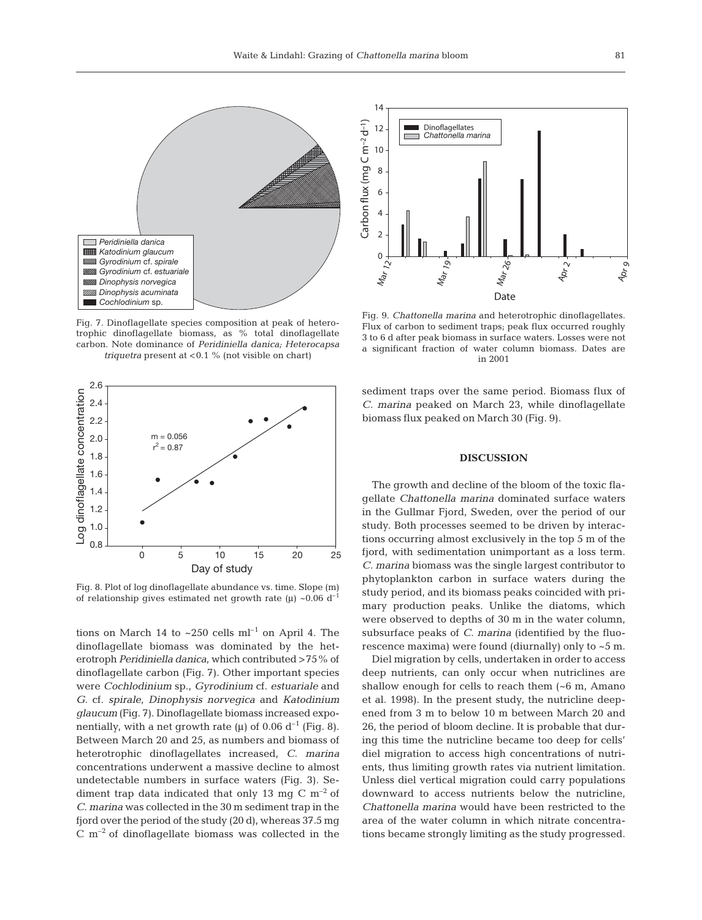Fig. 7. Dinoflagellate species composition at peak of heterotrophic dinoflagellate biomass, as % total dinoflagellate carbon. Note dominance of *Peridiniella danica; Heterocapsa triquetra* present at <0.1 % (not visible on chart)

Fig. 8. Plot of log dinoflagellate abundance vs. time. Slope (m) of relationship gives estimated net growth rate (μ) ~0.06 $d^{-1}$

tions on March 14 to ~250 cells $ml^{-1}$ on April 4. The dinoflagellate biomass was dominated by the heterotroph *Peridiniella danica*, which contributed >75% of dinoflagellate carbon (Fig. 7). Other important species were *Cochlodinium* sp., *Gyrodinium* cf. *estuariale* and *G.* cf. *spirale*, *Dinophysis norvegica* and *Katodinium glaucum* (Fig. 7). Dinoflagellate biomass increased exponentially, with a net growth rate (μ) of 0.06 $d^{-1}$ (Fig. 8). Between March 20 and 25, as numbers and biomass of heterotrophic dinoflagellates increased, *C. marina* concentrations underwent a massive decline to almost undetectable numbers in surface waters (Fig. 3). Sediment trap data indicated that only 13 mg C $m^{-2}$ of *C. marina* was collected in the 30 m sediment trap in the fjord over the period of the study (20 d), whereas 37.5 mg C $m^{-2}$ of dinoflagellate biomass was collected in the sediment traps over the same period. Biomass flux of *C. marina* peaked on March 23, while dinoflagellate biomass flux peaked on March 30 (Fig. 9).

Fig. 9. *Chattonella marina* and heterotrophic dinoflagellates. Flux of carbon to sediment traps; peak flux occurred roughly 3 to 6 d after peak biomass in surface waters. Losses were not a significant fraction of water column biomass. Dates are in 2001

## DISCUSSION

The growth and decline of the bloom of the toxic flagellate *Chattonella marina* dominated surface waters in the Gullmar Fjord, Sweden, over the period of our study. Both processes seemed to be driven by interactions occurring almost exclusively in the top 5 m of the fjord, with sedimentation unimportant as a loss term. *C. marina* biomass was the single largest contributor to phytoplankton carbon in surface waters during the study period, and its biomass peaks coincided with primary production peaks. Unlike the diatoms, which were observed to depths of 30 m in the water column, subsurface peaks of *C. marina* (identified by the fluorescence maxima) were found (diurnally) only to ~5 m.

Diel migration by cells, undertaken in order to access deep nutrients, can only occur when nutriclines are shallow enough for cells to reach them (~6 m, Amano et al. 1998). In the present study, the nutricline deepened from 3 m to below 10 m between March 20 and 26, the period of bloom decline. It is probable that during this time the nutricline became too deep for cells' diel migration to access high concentrations of nutrients, thus limiting growth rates via nutrient limitation. Unless diel vertical migration could carry populations downward to access nutrients below the nutricline, *Chattonella marina* would have been restricted to the area of the water column in which nitrate concentrations became strongly limiting as the study progressed.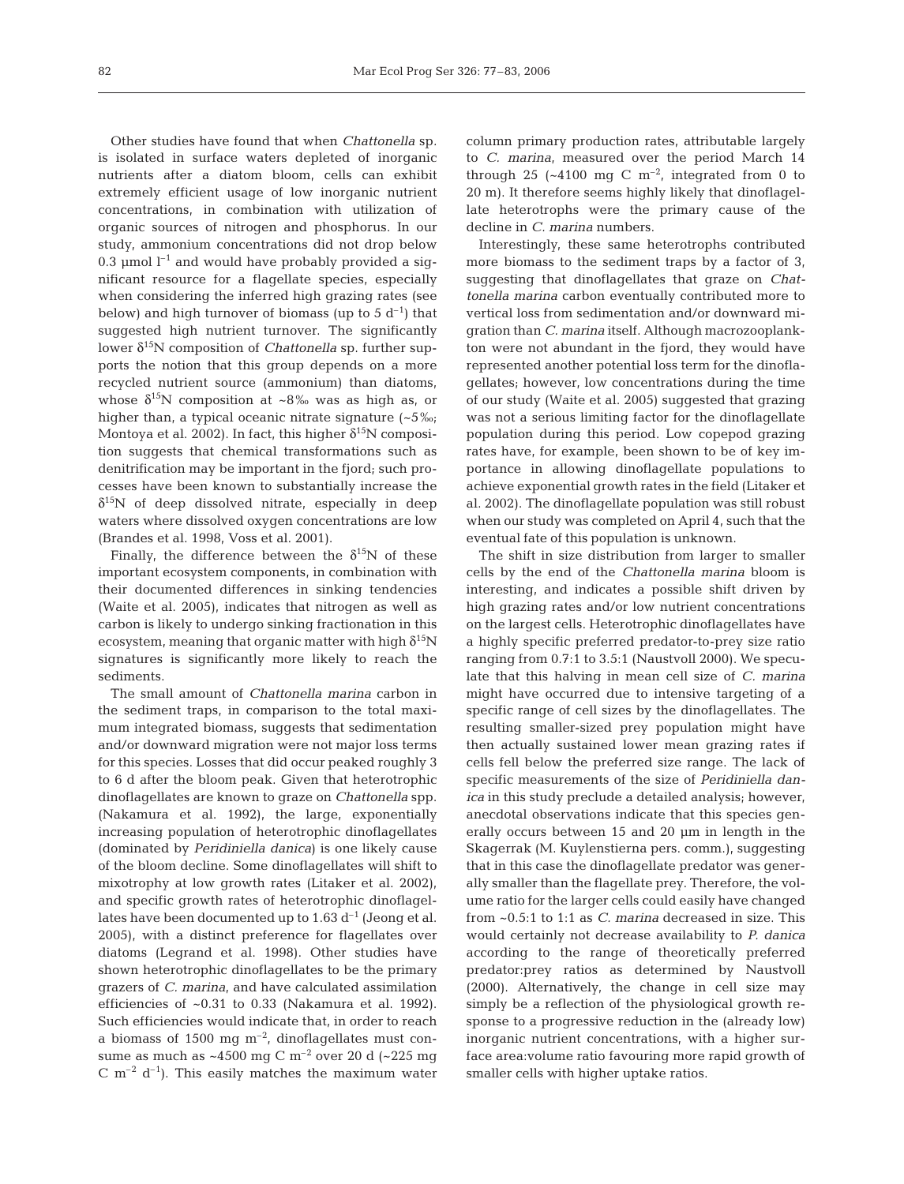Other studies have found that when *Chattonella* sp. is isolated in surface waters depleted of inorganic nutrients after a diatom bloom, cells can exhibit extremely efficient usage of low inorganic nutrient concentrations, in combination with utilization of organic sources of nitrogen and phosphorus. In our study, ammonium concentrations did not drop below 0.3 µmol $l^{-1}$ and would have probably provided a significant resource for a flagellate species, especially when considering the inferred high grazing rates (see below) and high turnover of biomass (up to 5 $d^{-1}$) that suggested high nutrient turnover. The significantly lower $\delta^{15}N$ composition of *Chattonella* sp. further supports the notion that this group depends on a more recycled nutrient source (ammonium) than diatoms, whose $\delta^{15}N$ composition at ~8‰ was as high as, or higher than, a typical oceanic nitrate signature (~5‰; Montoya et al. 2002). In fact, this higher $\delta^{15}N$ composition suggests that chemical transformations such as denitrification may be important in the fjord; such processes have been known to substantially increase the $\delta^{15}N$ of deep dissolved nitrate, especially in deep waters where dissolved oxygen concentrations are low (Brandes et al. 1998, Voss et al. 2001).

Finally, the difference between the $\delta^{15}N$ of these important ecosystem components, in combination with their documented differences in sinking tendencies (Waite et al. 2005), indicates that nitrogen as well as carbon is likely to undergo sinking fractionation in this ecosystem, meaning that organic matter with high $\delta^{15}N$ signatures is significantly more likely to reach the sediments.

The small amount of *Chattonella marina* carbon in the sediment traps, in comparison to the total maximum integrated biomass, suggests that sedimentation and/or downward migration were not major loss terms for this species. Losses that did occur peaked roughly 3 to 6 d after the bloom peak. Given that heterotrophic dinoflagellates are known to graze on *Chattonella* spp. (Nakamura et al. 1992), the large, exponentially increasing population of heterotrophic dinoflagellates (dominated by *Peridiniella danica*) is one likely cause of the bloom decline. Some dinoflagellates will shift to mixotrophy at low growth rates (Litaker et al. 2002), and specific growth rates of heterotrophic dinoflagellates have been documented up to 1.63 $d^{-1}$ (Jeong et al. 2005), with a distinct preference for flagellates over diatoms (Legrand et al. 1998). Other studies have shown heterotrophic dinoflagellates to be the primary grazers of *C. marina*, and have calculated assimilation efficiencies of ~0.31 to 0.33 (Nakamura et al. 1992). Such efficiencies would indicate that, in order to reach a biomass of 1500 mg $m^{-2}$, dinoflagellates must consume as much as ~4500 mg C $m^{-2}$ over 20 d (~225 mg C $m^{-2}$ $d^{-1}$). This easily matches the maximum water column primary production rates, attributable largely to *C. marina*, measured over the period March 14 through 25 (~4100 mg C $m^{-2}$, integrated from 0 to 20 m). It therefore seems highly likely that dinoflagellate heterotrophs were the primary cause of the decline in *C. marina* numbers.

Interestingly, these same heterotrophs contributed more biomass to the sediment traps by a factor of 3, suggesting that dinoflagellates that graze on *Chattonella marina* carbon eventually contributed more to vertical loss from sedimentation and/or downward migration than *C. marina* itself. Although macrozooplankton were not abundant in the fjord, they would have represented another potential loss term for the dinoflagellates; however, low concentrations during the time of our study (Waite et al. 2005) suggested that grazing was not a serious limiting factor for the dinoflagellate population during this period. Low copepod grazing rates have, for example, been shown to be of key importance in allowing dinoflagellate populations to achieve exponential growth rates in the field (Litaker et al. 2002). The dinoflagellate population was still robust when our study was completed on April 4, such that the eventual fate of this population is unknown.

The shift in size distribution from larger to smaller cells by the end of the *Chattonella marina* bloom is interesting, and indicates a possible shift driven by high grazing rates and/or low nutrient concentrations on the largest cells. Heterotrophic dinoflagellates have a highly specific preferred predator-to-prey size ratio ranging from 0.7:1 to 3.5:1 (Naustvoll 2000). We speculate that this halving in mean cell size of *C. marina* might have occurred due to intensive targeting of a specific range of cell sizes by the dinoflagellates. The resulting smaller-sized prey population might have then actually sustained lower mean grazing rates if cells fell below the preferred size range. The lack of specific measurements of the size of *Peridiniella danica* in this study preclude a detailed analysis; however, anecdotal observations indicate that this species generally occurs between 15 and 20 µm in length in the Skagerrak (M. Kuylenstierna pers. comm.), suggesting that in this case the dinoflagellate predator was generally smaller than the flagellate prey. Therefore, the volume ratio for the larger cells could easily have changed from ~0.5:1 to 1:1 as *C. marina* decreased in size. This would certainly not decrease availability to *P. danica* according to the range of theoretically preferred predator:prey ratios as determined by Naustvoll (2000). Alternatively, the change in cell size may simply be a reflection of the physiological growth response to a progressive reduction in the (already low) inorganic nutrient concentrations, with a higher surface area:volume ratio favouring more rapid growth of smaller cells with higher uptake ratios.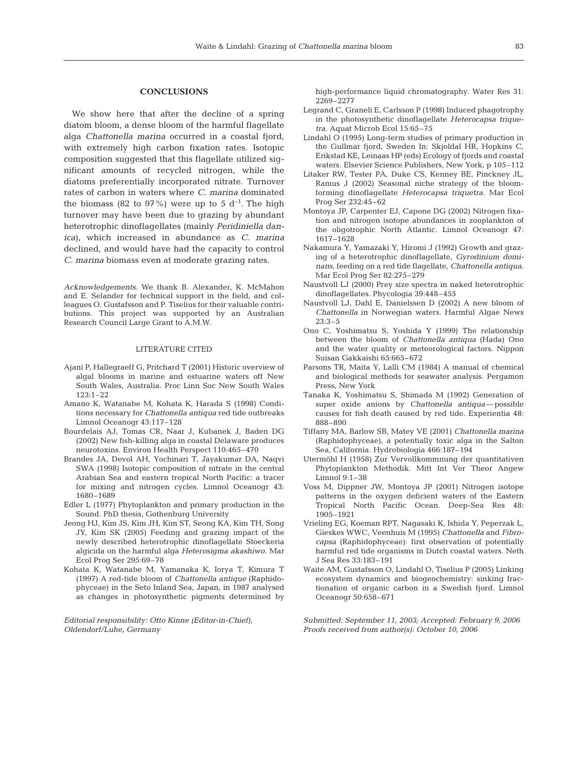## CONCLUSIONS

We show here that after the decline of a spring diatom bloom, a dense bloom of the harmful flagellate alga *Chattonella marina* occurred in a coastal fjord, with extremely high carbon fixation rates. Isotopic composition suggested that this flagellate utilized significant amounts of recycled nitrogen, while the diatoms preferentially incorporated nitrate. Turnover rates of carbon in waters where *C. marina* dominated the biomass (82 to 97%) were up to 5 $d^{-1}$. The high turnover may have been due to grazing by abundant heterotrophic dinoflagellates (mainly *Peridiniella danica*), which increased in abundance as *C. marina* declined, and would have had the capacity to control *C. marina* biomass even at moderate grazing rates.

*Acknowledgements.* We thank B. Alexander, K. McMahon and E. Selander for technical support in the field, and colleagues O. Gustafsson and P. Tiselius for their valuable contributions. This project was supported by an Australian Research Council Large Grant to A.M.W.

## LITERATURE CITED

- Ajani P, Hallegraeff G, Pritchard T (2001) Historic overview of algal blooms in marine and estuarine waters off New South Wales, Australia. Proc Linn Soc New South Wales 123:1–22
- Amano K, Watanabe M, Kohata K, Harada S (1998) Conditions necessary for *Chattonella antiqua* red tide outbreaks Limnol Oceanogr 43:117–128
- Bourdelais AJ, Tomas CR, Naar J, Kubanek J, Baden DG (2002) New fish-killing alga in coastal Delaware produces neurotoxins. Environ Health Perspect 110:465–470
- Brandes JA, Devol AH, Yochinari T, Jayakumar DA, Naqvi SWA (1998) Isotopic composition of nitrate in the central Arabian Sea and eastern tropical North Pacific: a tracer for mixing and nitrogen cycles. Limnol Oceanogr 43: 1680–1689
- Edler L (1977) Phytoplankton and primary production in the Sound. PhD thesis, Gothenburg University
- Jeong HJ, Kim JS, Kim JH, Kim ST, Seong KA, Kim TH, Song JY, Kim SK (2005) Feeding and grazing impact of the newly described heterotrophic dinoflagellate Stoeckeria algicida on the harmful alga *Heterosigma akashiwo*. Mar Ecol Prog Ser 295:69–78
- Kohata K, Watanabe M, Yamanaka K, Iorya T, Kimura T (1997) A red-tide bloom of *Chattonella antique* (Raphidophyceae) in the Seto Inland Sea, Japan, in 1987 analysed as changes in photosynthetic pigments determined by high-performance liquid chromatography. Water Res 31: 2269–2277
- Legrand C, Graneli E, Carlsson P (1998) Induced phagotrophy in the photosynthetic dinoflagellate *Heterocapsa triquetra*. Aquat Microb Ecol 15:65–75
- Lindahl O (1995) Long-term studies of primary production in the Gullmar fjord, Sweden In: Skjoldal HR, Hopkins C, Erikstad KE, Leinaas HP (eds) Ecology of fjords and coastal waters. Elsevier Science Publishers, New York, p 105–112
- Litaker RW, Tester PA, Duke CS, Kenney BE, Pinckney JL, Ramus J (2002) Seasonal niche strategy of the bloom-forming dinoflagellate *Heterocapsa triquetra.* Mar Ecol Prog Ser 232:45–62
- Montoya JP, Carpenter EJ, Capone DG (2002) Nitrogen fixation and nitrogen isotope abundances in zooplankton of the oligotrophic North Atlantic. Limnol Oceanogr 47: 1617–1628
- Nakamura Y, Yamazaki Y, Hiromi J (1992) Growth and grazing of a heterotrophic dinoflagellate, *Gyrodinium dominans*, feeding on a red tide flagellate, *Chattonella antiqua*. Mar Ecol Prog Ser 82:275–279
- Naustvoll LJ (2000) Prey size spectra in naked heterotrophic dinoflagellates. Phycologia 39:448–455
- Naustvoll LJ, Dahl E, Danielssen D (2002) A new bloom of *Chattonella* in Norwegian waters. Harmful Algae News 23:3–5
- Ono C, Yoshimatsu S, Yoshida Y (1999) The relationship between the bloom of *Chattonella antiqua* (Hada) Ono and the water quality or meteorological factors. Nippon Suisan Gakkaishi 65:665–672
- Parsons TR, Maita Y, Lalli CM (1984) A manual of chemical and biological methods for seawater analysis. Pergamon Press, New York
- Tanaka K, Yoshimatsu S, Shimada M (1992) Generation of super oxide anions by *Chattonella antiqua*—possible causes for fish death caused by red tide. Experientia 48: 888–890
- Tiffany MA, Barlow SB, Matey VE (2001) *Chattonella marina* (Raphidophyceae), a potentially toxic alga in the Salton Sea, California. Hydrobiologia 466:187–194
- Utermöhl H (1958) Zur Vervollkommnung der quantitativen Phytoplankton Methodik. Mitt Int Ver Theor Angew Limnol 9:1–38
- Voss M, Dippner JW, Montoya JP (2001) Nitrogen isotope patterns in the oxygen deficient waters of the Eastern Tropical North Pacific Ocean. Deep-Sea Res 48: 1905–1921
- Vrieling EG, Koeman RPT, Nagasaki K, Ishida Y, Peperzak L, Gieskes WWC, Veenhuis M (1995) *Chattonella* and *Fibrocapsa* (Raphidophyceae): first observation of potentially harmful red tide organisms in Dutch coastal waters. Neth J Sea Res 33:183–191
- Waite AM, Gustafsson O, Lindahl O, Tiselius P (2005) Linking ecosystem dynamics and biogeochemistry: sinking fractionation of organic carbon in a Swedish fjord. Limnol Oceanogr 50:658–671

*Editorial responsibility: Otto Kinne (Editor-in-Chief), Oldendorf/Luhe, Germany*

*Submitted: September 11, 2003; Accepted: February 9, 2006*
*Proofs received from author(s): October 10, 2006*